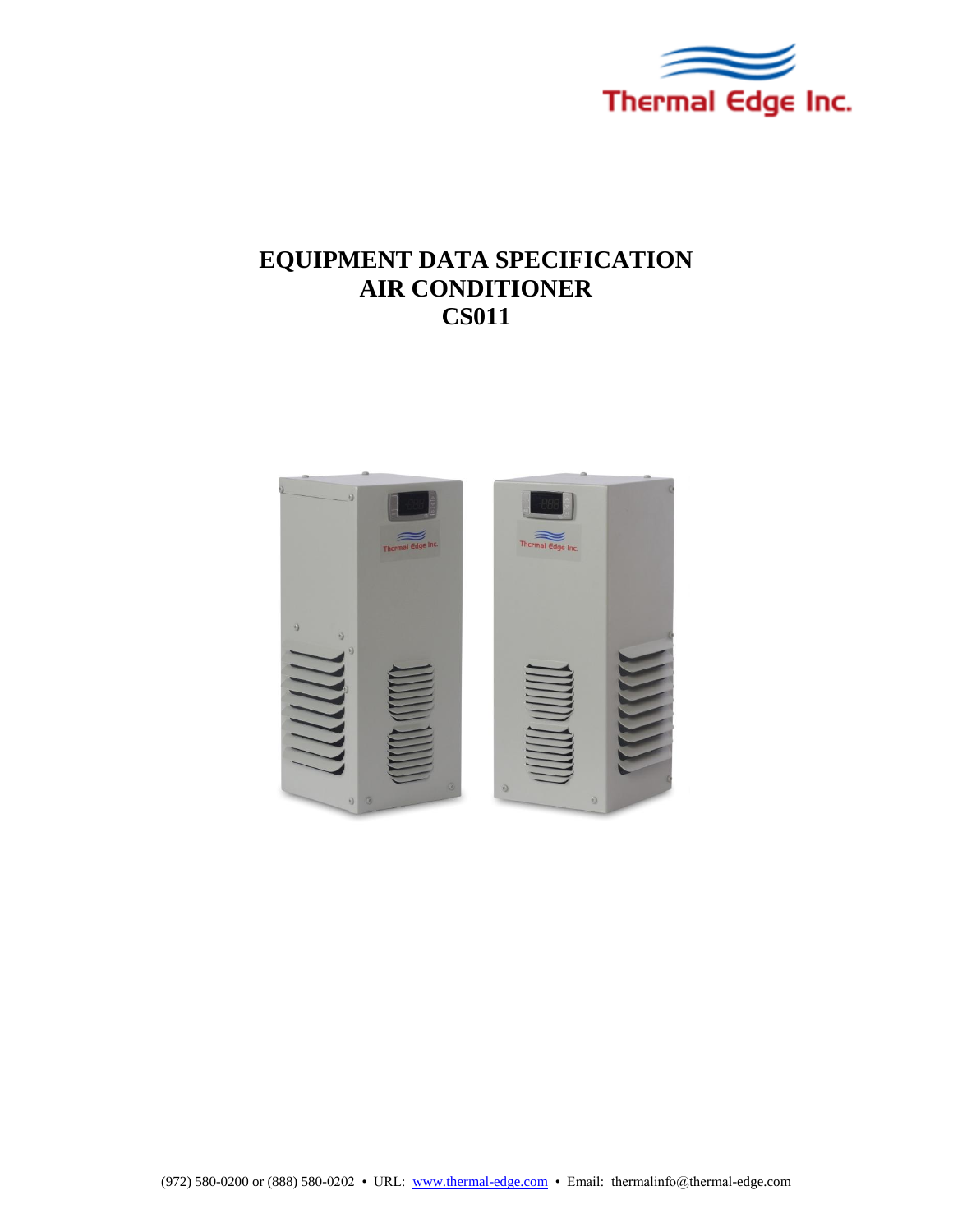Thermal Edge Inc.

# EQUIPMENT DATA SPECIFICATION
# AIR CONDITIONER
# CS011

(972) 580-0200 or (888) 580-0202 • URL: [www.thermal-edge.com](http://www.thermal-edge.com) • Email: thermalinfo@thermal-edge.com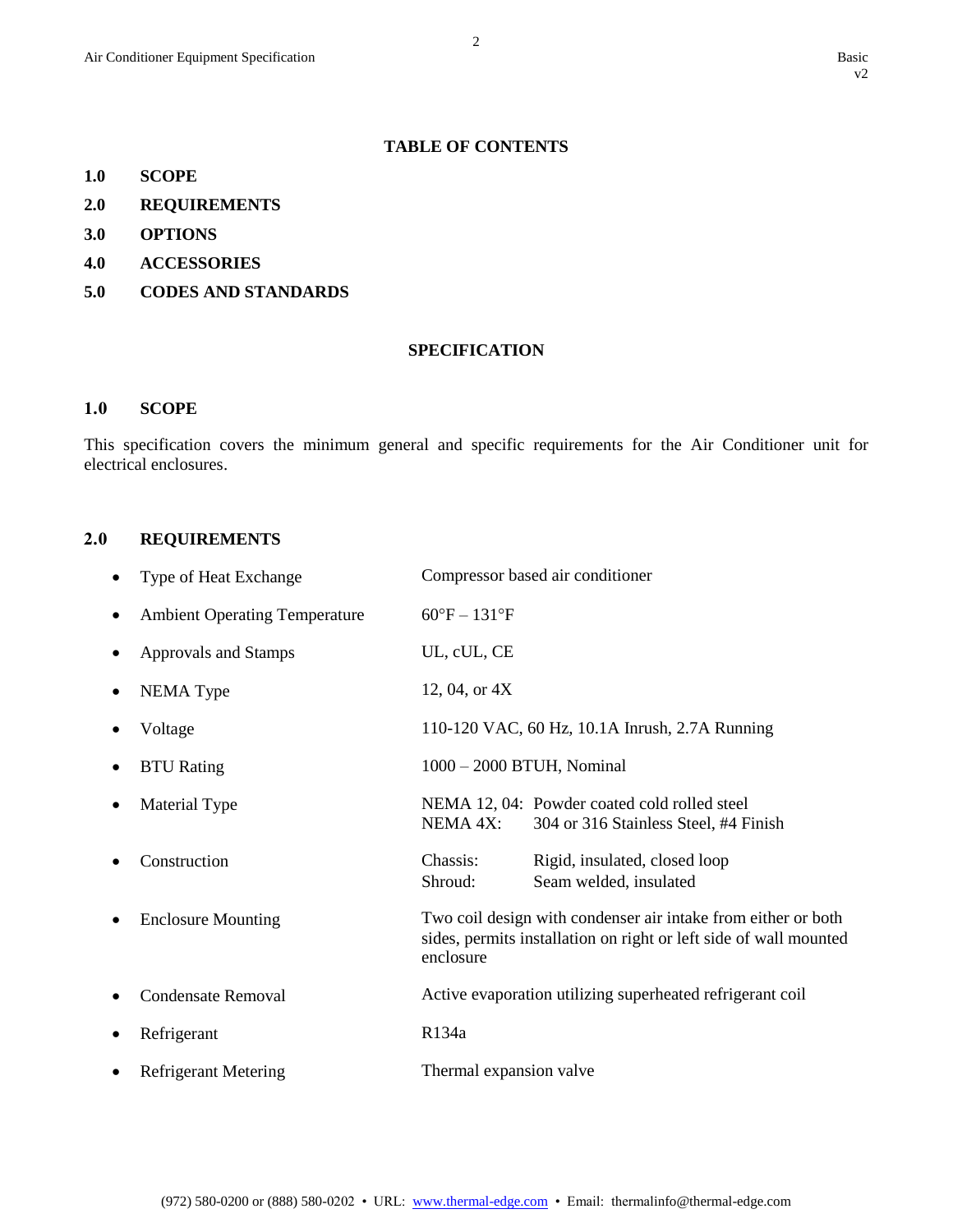## TABLE OF CONTENTS

**1.0 SCOPE**

**2.0 REQUIREMENTS**

**3.0 OPTIONS**

**4.0 ACCESSORIES**

**5.0 CODES AND STANDARDS**

## SPECIFICATION

## 1.0 SCOPE

This specification covers the minimum general and specific requirements for the Air Conditioner unit for electrical enclosures.

## 2.0 REQUIREMENTS

- Type of Heat Exchange: Compressor based air conditioner
- Ambient Operating Temperature: 60°F – 131°F
- Approvals and Stamps: UL, cUL, CE
- NEMA Type: 12, 04, or 4X
- Voltage: 110-120 VAC, 60 Hz, 10.1A Inrush, 2.7A Running
- BTU Rating: 1000 – 2000 BTUH, Nominal
- Material Type:
  - NEMA 12, 04: Powder coated cold rolled steel
  - NEMA 4X: 304 or 316 Stainless Steel, #4 Finish
- Construction:
  - Chassis: Rigid, insulated, closed loop
  - Shroud: Seam welded, insulated
- Enclosure Mounting: Two coil design with condenser air intake from either or both sides, permits installation on right or left side of wall mounted enclosure
- Condensate Removal: Active evaporation utilizing superheated refrigerant coil
- Refrigerant: R134a
- Refrigerant Metering: Thermal expansion valve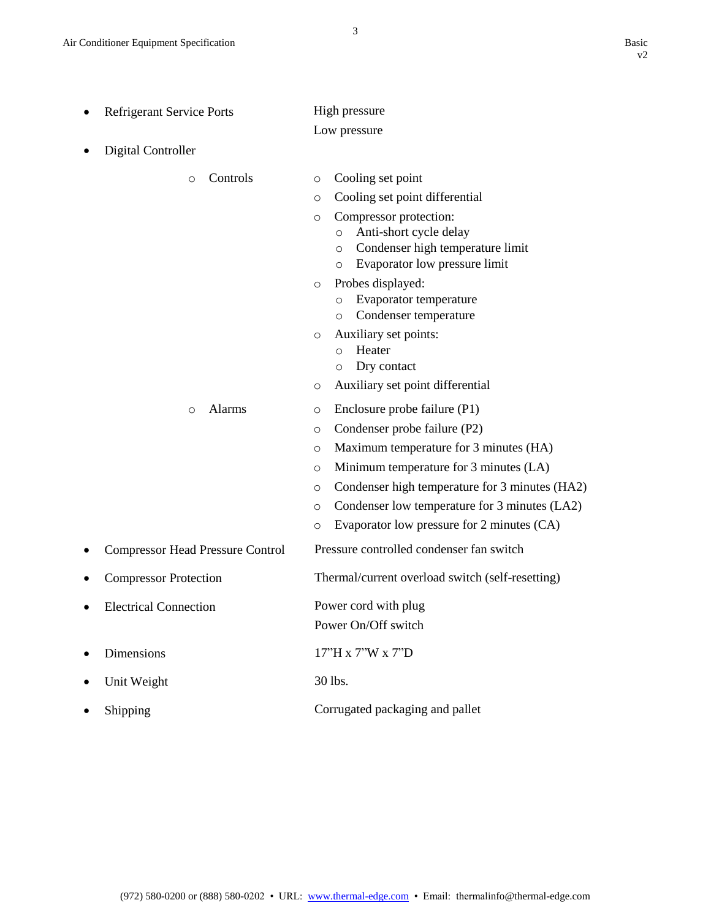- Refrigerant Service Ports — High pressure
  Low pressure
- Digital Controller
  - Controls
    - Cooling set point
    - Cooling set point differential
    - Compressor protection:
      - Anti-short cycle delay
      - Condenser high temperature limit
      - Evaporator low pressure limit
    - Probes displayed:
      - Evaporator temperature
      - Condenser temperature
    - Auxiliary set points:
      - Heater
      - Dry contact
    - Auxiliary set point differential
  - Alarms
    - Enclosure probe failure (P1)
    - Condenser probe failure (P2)
    - Maximum temperature for 3 minutes (HA)
    - Minimum temperature for 3 minutes (LA)
    - Condenser high temperature for 3 minutes (HA2)
    - Condenser low temperature for 3 minutes (LA2)
    - Evaporator low pressure for 2 minutes (CA)
- Compressor Head Pressure Control — Pressure controlled condenser fan switch
- Compressor Protection — Thermal/current overload switch (self-resetting)
- Electrical Connection — Power cord with plug
  Power On/Off switch
- Dimensions — 17"H x 7"W x 7"D
- Unit Weight — 30 lbs.
- Shipping — Corrugated packaging and pallet

(972) 580-0200 or (888) 580-0202 • URL: www.thermal-edge.com • Email: thermalinfo@thermal-edge.com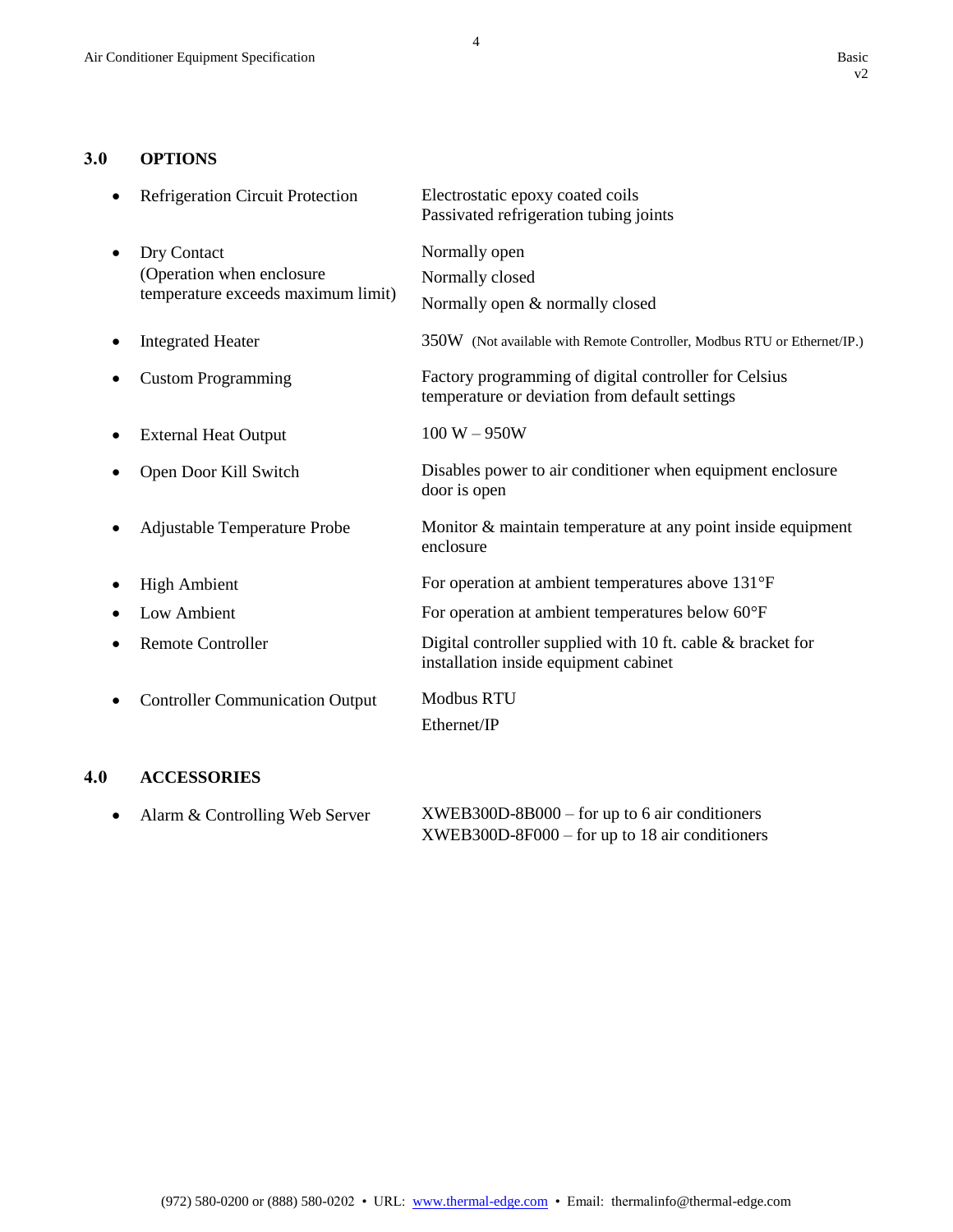## 3.0 OPTIONS

| Option | Description |
|---|---|
| Refrigeration Circuit Protection | Electrostatic epoxy coated coils<br>Passivated refrigeration tubing joints |
| Dry Contact (Operation when enclosure temperature exceeds maximum limit) | Normally open<br>Normally closed<br>Normally open & normally closed |
| Integrated Heater | 350W (Not available with Remote Controller, Modbus RTU or Ethernet/IP.) |
| Custom Programming | Factory programming of digital controller for Celsius temperature or deviation from default settings |
| External Heat Output | 100 W – 950W |
| Open Door Kill Switch | Disables power to air conditioner when equipment enclosure door is open |
| Adjustable Temperature Probe | Monitor & maintain temperature at any point inside equipment enclosure |
| High Ambient | For operation at ambient temperatures above 131°F |
| Low Ambient | For operation at ambient temperatures below 60°F |
| Remote Controller | Digital controller supplied with 10 ft. cable & bracket for installation inside equipment cabinet |
| Controller Communication Output | Modbus RTU<br>Ethernet/IP |

## 4.0 ACCESSORIES

| Accessory | Description |
|---|---|
| Alarm & Controlling Web Server | XWEB300D-8B000 – for up to 6 air conditioners<br>XWEB300D-8F000 – for up to 18 air conditioners |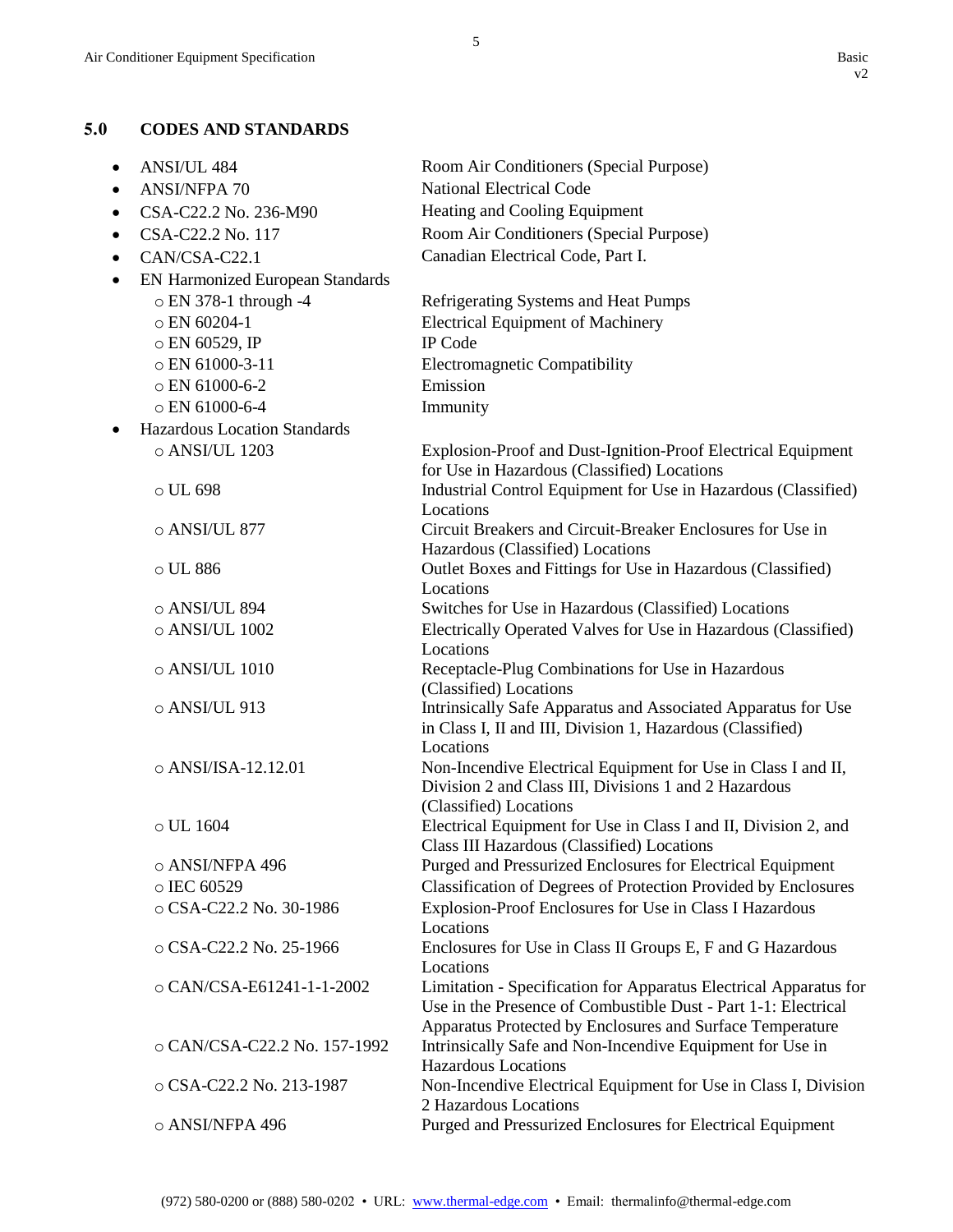## 5.0 CODES AND STANDARDS

- ANSI/UL 484 — Room Air Conditioners (Special Purpose)
- ANSI/NFPA 70 — National Electrical Code
- CSA-C22.2 No. 236-M90 — Heating and Cooling Equipment
- CSA-C22.2 No. 117 — Room Air Conditioners (Special Purpose)
- CAN/CSA-C22.1 — Canadian Electrical Code, Part I.
- EN Harmonized European Standards
  - EN 378-1 through -4 — Refrigerating Systems and Heat Pumps
  - EN 60204-1 — Electrical Equipment of Machinery
  - EN 60529, IP — IP Code
  - EN 61000-3-11 — Electromagnetic Compatibility
  - EN 61000-6-2 — Emission
  - EN 61000-6-4 — Immunity
- Hazardous Location Standards
  - ANSI/UL 1203 — Explosion-Proof and Dust-Ignition-Proof Electrical Equipment for Use in Hazardous (Classified) Locations
  - UL 698 — Industrial Control Equipment for Use in Hazardous (Classified) Locations
  - ANSI/UL 877 — Circuit Breakers and Circuit-Breaker Enclosures for Use in Hazardous (Classified) Locations
  - UL 886 — Outlet Boxes and Fittings for Use in Hazardous (Classified) Locations
  - ANSI/UL 894 — Switches for Use in Hazardous (Classified) Locations
  - ANSI/UL 1002 — Electrically Operated Valves for Use in Hazardous (Classified) Locations
  - ANSI/UL 1010 — Receptacle-Plug Combinations for Use in Hazardous (Classified) Locations
  - ANSI/UL 913 — Intrinsically Safe Apparatus and Associated Apparatus for Use in Class I, II and III, Division 1, Hazardous (Classified) Locations
  - ANSI/ISA-12.12.01 — Non-Incendive Electrical Equipment for Use in Class I and II, Division 2 and Class III, Divisions 1 and 2 Hazardous (Classified) Locations
  - UL 1604 — Electrical Equipment for Use in Class I and II, Division 2, and Class III Hazardous (Classified) Locations
  - ANSI/NFPA 496 — Purged and Pressurized Enclosures for Electrical Equipment
  - IEC 60529 — Classification of Degrees of Protection Provided by Enclosures
  - CSA-C22.2 No. 30-1986 — Explosion-Proof Enclosures for Use in Class I Hazardous Locations
  - CSA-C22.2 No. 25-1966 — Enclosures for Use in Class II Groups E, F and G Hazardous Locations
  - CAN/CSA-E61241-1-1-2002 — Limitation - Specification for Apparatus Electrical Apparatus for Use in the Presence of Combustible Dust - Part 1-1: Electrical Apparatus Protected by Enclosures and Surface Temperature
  - CAN/CSA-C22.2 No. 157-1992 — Intrinsically Safe and Non-Incendive Equipment for Use in Hazardous Locations
  - CSA-C22.2 No. 213-1987 — Non-Incendive Electrical Equipment for Use in Class I, Division 2 Hazardous Locations
  - ANSI/NFPA 496 — Purged and Pressurized Enclosures for Electrical Equipment